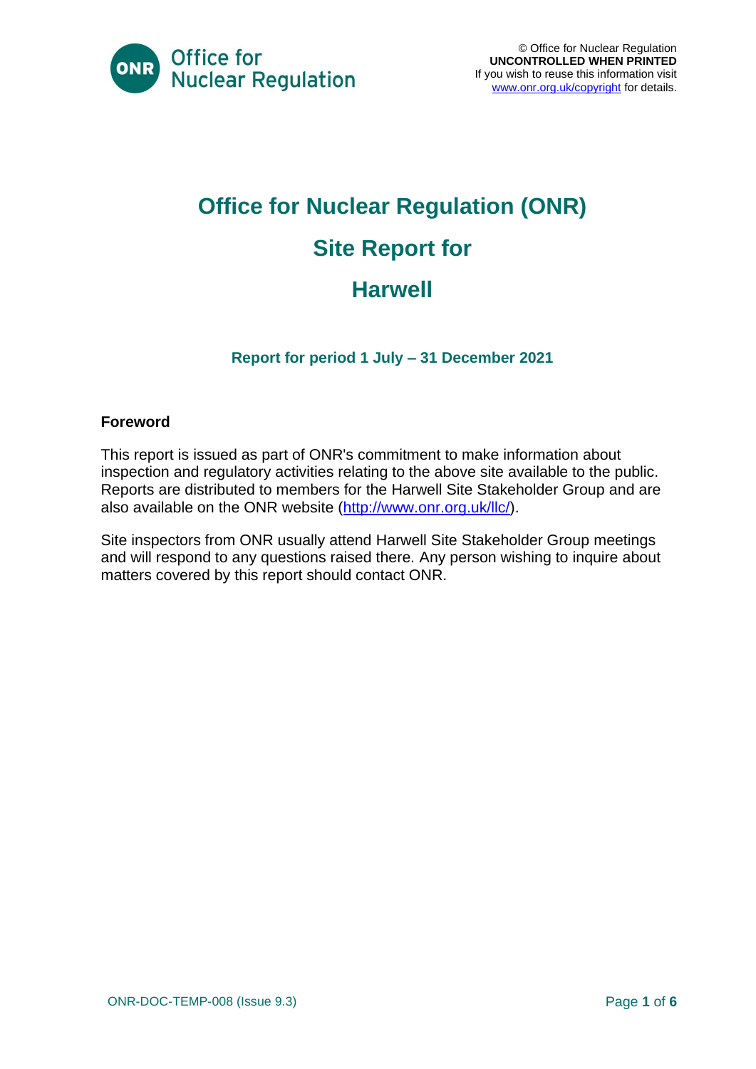© Office for Nuclear Regulation
**UNCONTROLLED WHEN PRINTED**
If you wish to reuse this information visit [www.onr.org.uk/copyright](www.onr.org.uk/copyright) for details.

# Office for Nuclear Regulation (ONR)

# Site Report for

# Harwell

### Report for period 1 July – 31 December 2021

**Foreword**

This report is issued as part of ONR's commitment to make information about inspection and regulatory activities relating to the above site available to the public. Reports are distributed to members for the Harwell Site Stakeholder Group and are also available on the ONR website ([http://www.onr.org.uk/llc/](http://www.onr.org.uk/llc/)).

Site inspectors from ONR usually attend Harwell Site Stakeholder Group meetings and will respond to any questions raised there. Any person wishing to inquire about matters covered by this report should contact ONR.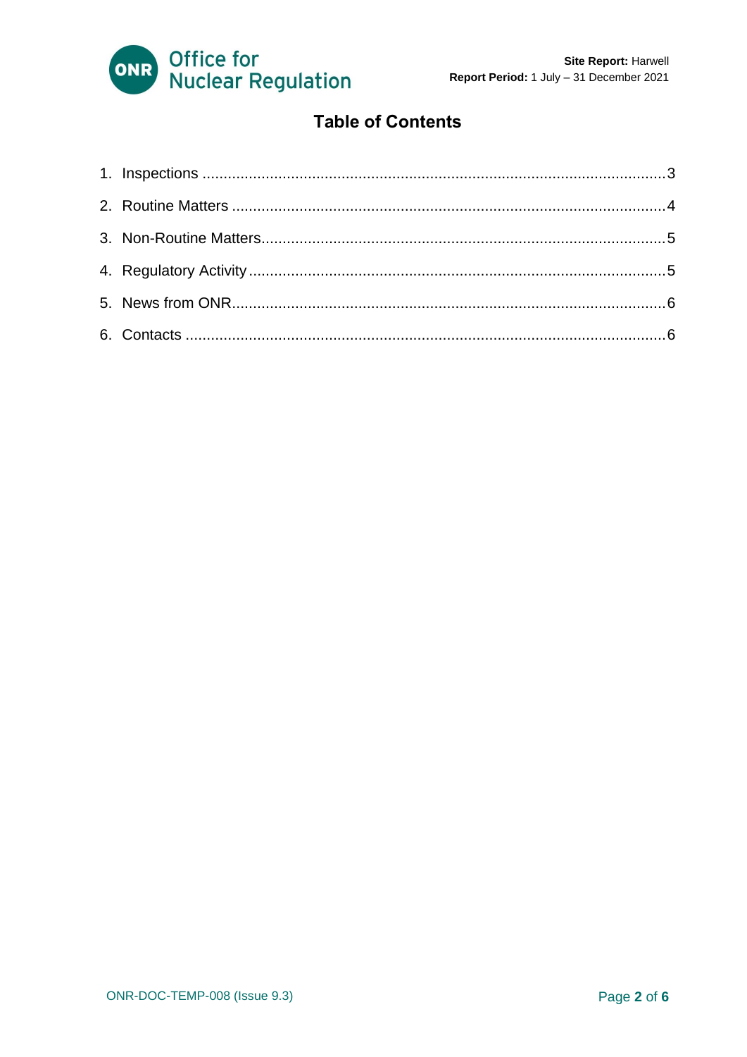# Table of Contents

1. Inspections ....................................................................................................3
2. Routine Matters ..............................................................................................4
3. Non-Routine Matters.......................................................................................5
4. Regulatory Activity .........................................................................................5
5. News from ONR..............................................................................................6
6. Contacts .........................................................................................................6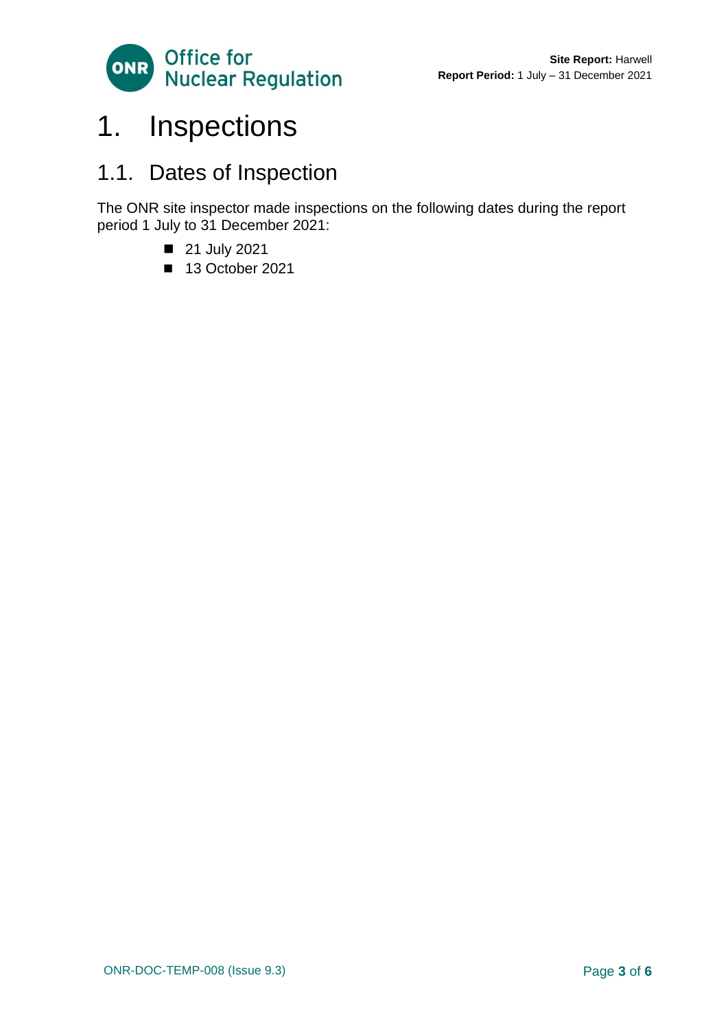# 1. Inspections

## 1.1. Dates of Inspection

The ONR site inspector made inspections on the following dates during the report period 1 July to 31 December 2021:

- 21 July 2021
- 13 October 2021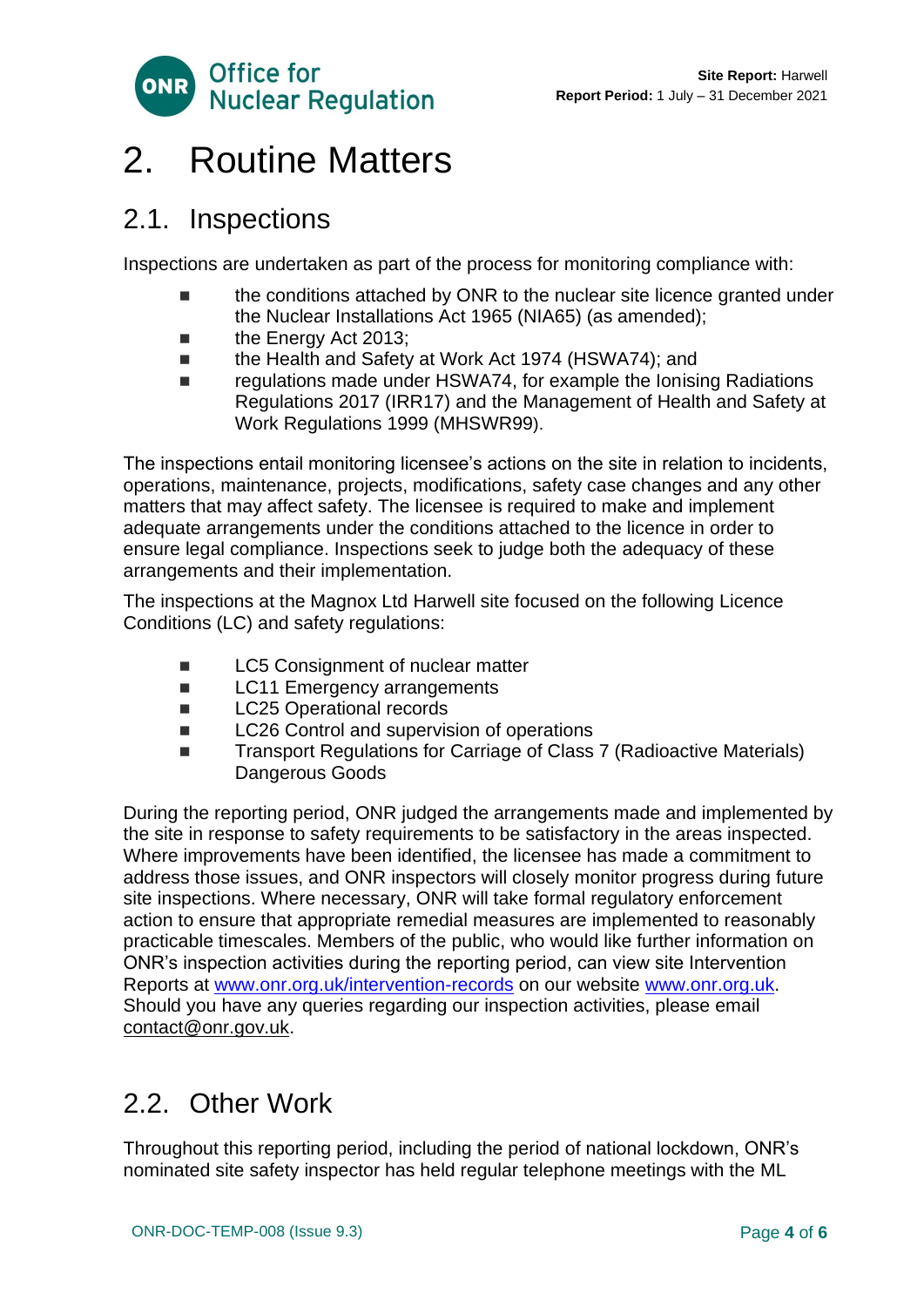# 2. Routine Matters

## 2.1. Inspections

Inspections are undertaken as part of the process for monitoring compliance with:

- the conditions attached by ONR to the nuclear site licence granted under the Nuclear Installations Act 1965 (NIA65) (as amended);
- the Energy Act 2013;
- the Health and Safety at Work Act 1974 (HSWA74); and
- regulations made under HSWA74, for example the Ionising Radiations Regulations 2017 (IRR17) and the Management of Health and Safety at Work Regulations 1999 (MHSWR99).

The inspections entail monitoring licensee's actions on the site in relation to incidents, operations, maintenance, projects, modifications, safety case changes and any other matters that may affect safety. The licensee is required to make and implement adequate arrangements under the conditions attached to the licence in order to ensure legal compliance. Inspections seek to judge both the adequacy of these arrangements and their implementation.

The inspections at the Magnox Ltd Harwell site focused on the following Licence Conditions (LC) and safety regulations:

- LC5 Consignment of nuclear matter
- LC11 Emergency arrangements
- LC25 Operational records
- LC26 Control and supervision of operations
- Transport Regulations for Carriage of Class 7 (Radioactive Materials) Dangerous Goods

During the reporting period, ONR judged the arrangements made and implemented by the site in response to safety requirements to be satisfactory in the areas inspected. Where improvements have been identified, the licensee has made a commitment to address those issues, and ONR inspectors will closely monitor progress during future site inspections. Where necessary, ONR will take formal regulatory enforcement action to ensure that appropriate remedial measures are implemented to reasonably practicable timescales. Members of the public, who would like further information on ONR's inspection activities during the reporting period, can view site Intervention Reports at [www.onr.org.uk/intervention-records](http://www.onr.org.uk/intervention-records) on our website [www.onr.org.uk](http://www.onr.org.uk). Should you have any queries regarding our inspection activities, please email contact@onr.gov.uk.

## 2.2. Other Work

Throughout this reporting period, including the period of national lockdown, ONR's nominated site safety inspector has held regular telephone meetings with the ML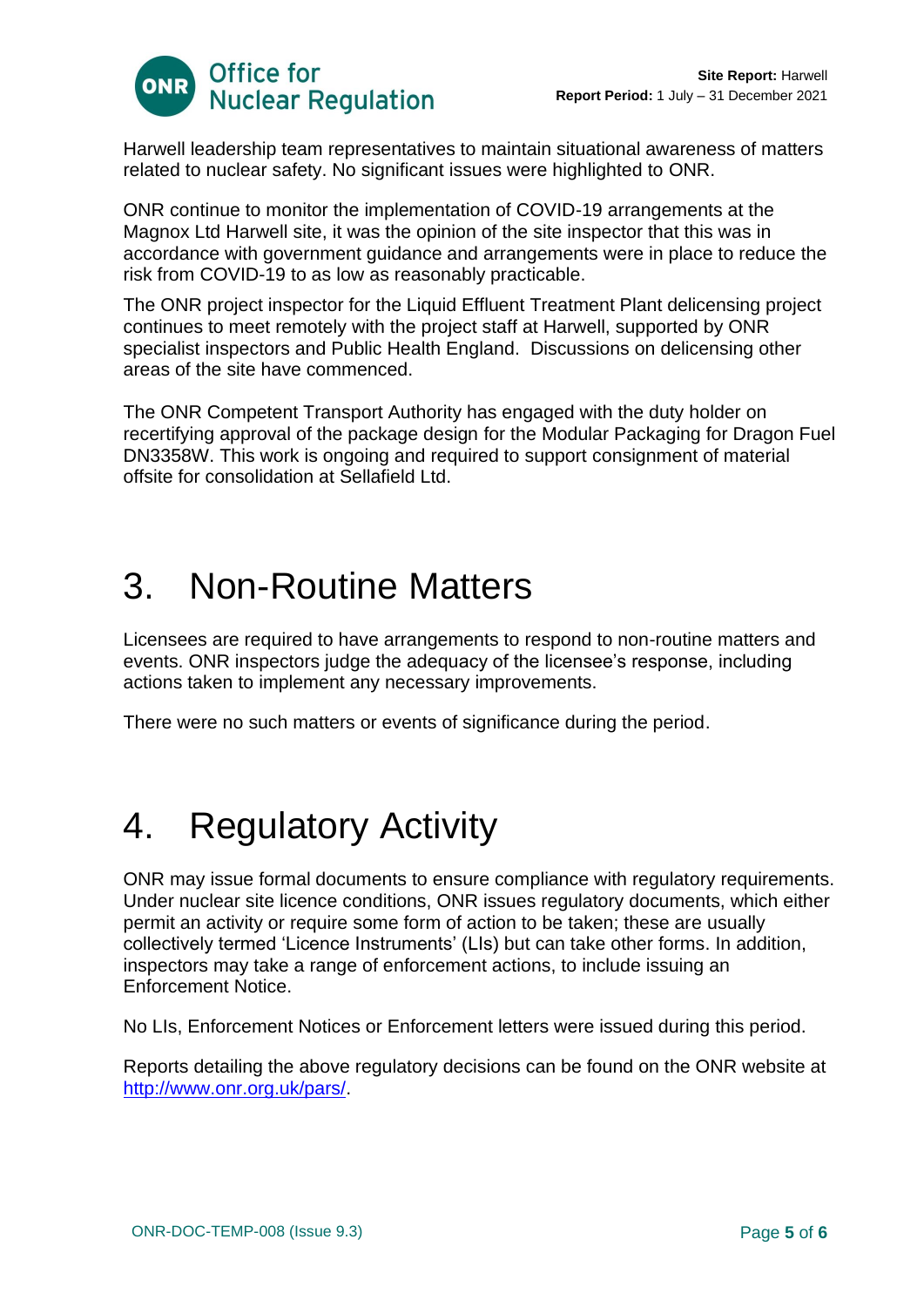Harwell leadership team representatives to maintain situational awareness of matters related to nuclear safety. No significant issues were highlighted to ONR.

ONR continue to monitor the implementation of COVID-19 arrangements at the Magnox Ltd Harwell site, it was the opinion of the site inspector that this was in accordance with government guidance and arrangements were in place to reduce the risk from COVID-19 to as low as reasonably practicable.

The ONR project inspector for the Liquid Effluent Treatment Plant delicensing project continues to meet remotely with the project staff at Harwell, supported by ONR specialist inspectors and Public Health England. Discussions on delicensing other areas of the site have commenced.

The ONR Competent Transport Authority has engaged with the duty holder on recertifying approval of the package design for the Modular Packaging for Dragon Fuel DN3358W. This work is ongoing and required to support consignment of material offsite for consolidation at Sellafield Ltd.

# 3. Non-Routine Matters

Licensees are required to have arrangements to respond to non-routine matters and events. ONR inspectors judge the adequacy of the licensee's response, including actions taken to implement any necessary improvements.

There were no such matters or events of significance during the period.

# 4. Regulatory Activity

ONR may issue formal documents to ensure compliance with regulatory requirements. Under nuclear site licence conditions, ONR issues regulatory documents, which either permit an activity or require some form of action to be taken; these are usually collectively termed 'Licence Instruments' (LIs) but can take other forms. In addition, inspectors may take a range of enforcement actions, to include issuing an Enforcement Notice.

No LIs, Enforcement Notices or Enforcement letters were issued during this period.

Reports detailing the above regulatory decisions can be found on the ONR website at http://www.onr.org.uk/pars/.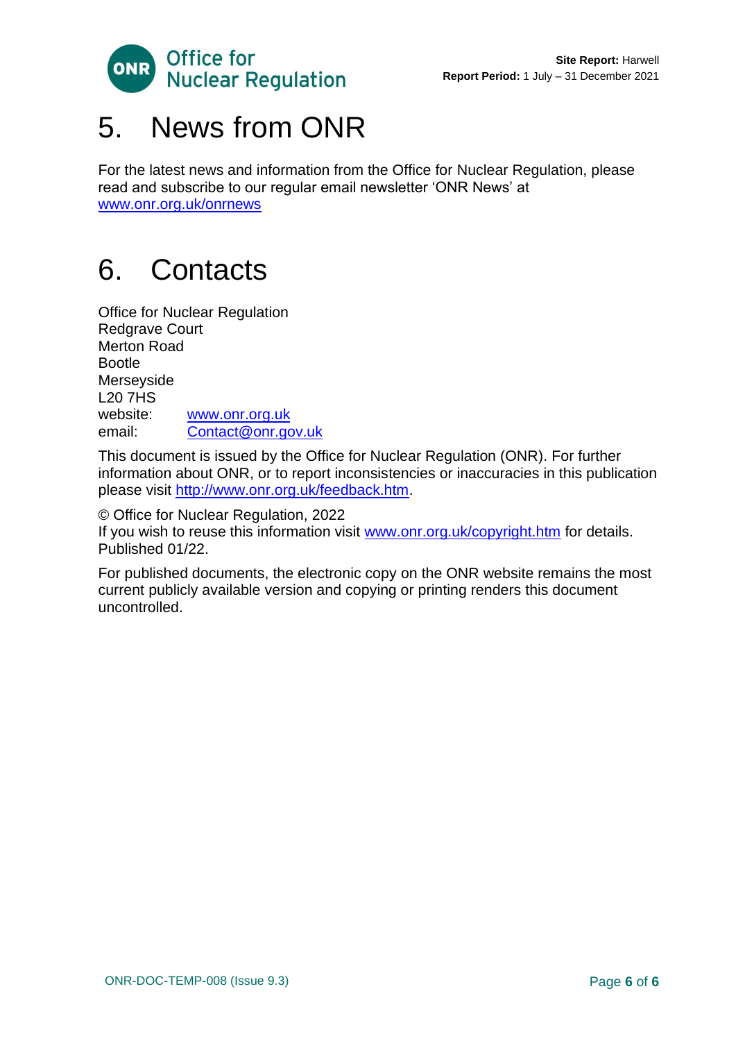# 5. News from ONR

For the latest news and information from the Office for Nuclear Regulation, please read and subscribe to our regular email newsletter 'ONR News' at www.onr.org.uk/onrnews

# 6. Contacts

Office for Nuclear Regulation
Redgrave Court
Merton Road
Bootle
Merseyside
L20 7HS
website: www.onr.org.uk
email: Contact@onr.gov.uk

This document is issued by the Office for Nuclear Regulation (ONR). For further information about ONR, or to report inconsistencies or inaccuracies in this publication please visit http://www.onr.org.uk/feedback.htm.

© Office for Nuclear Regulation, 2022
If you wish to reuse this information visit www.onr.org.uk/copyright.htm for details.
Published 01/22.

For published documents, the electronic copy on the ONR website remains the most current publicly available version and copying or printing renders this document uncontrolled.